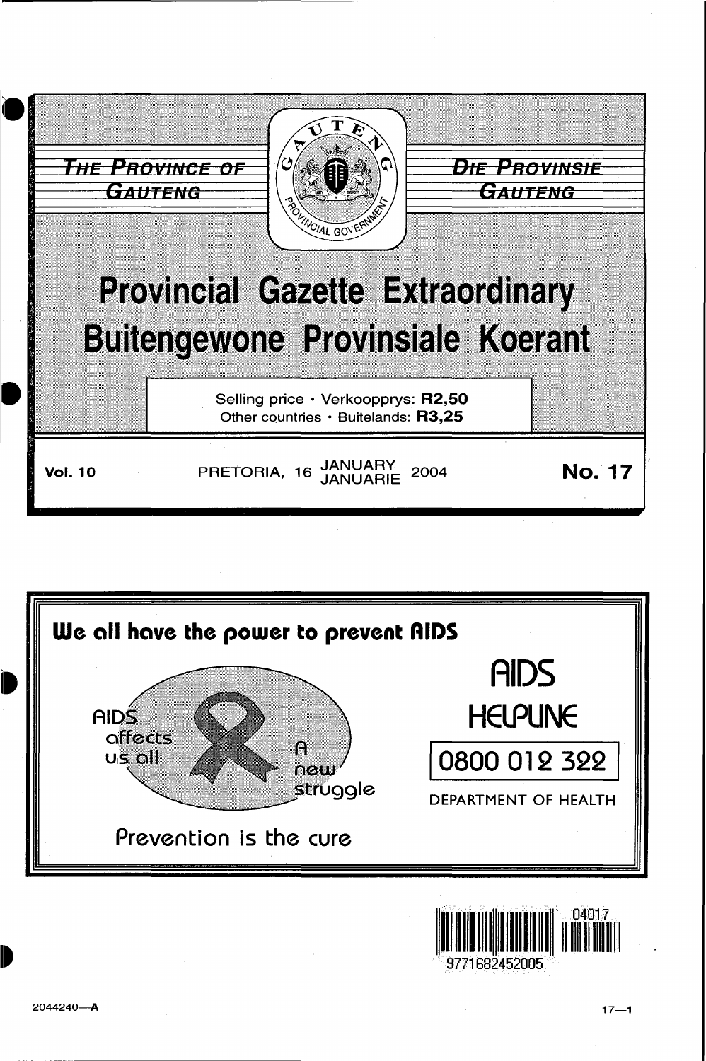THE PROVINCE OF GAUTENG

DIE PROVINSIE GAUTENG

GAUTENG PROVINCIAL GOVERNMENT

# Provincial Gazette Extraordinary
# Buitengewone Provinsiale Koerant

Selling price • Verkoopprys: **R2,50**
Other countries • Buitelands: **R3,25**

**Vol. 10** PRETORIA, 16 JANUARY JANUARIE 2004 **No. 17**

**We all have the power to prevent AIDS**

AIDS affects us all

A new struggle

Prevention is the cure

AIDS HELPLINE

0800 012 322

DEPARTMENT OF HEALTH

04017

9771682452005

2044240—A

17—1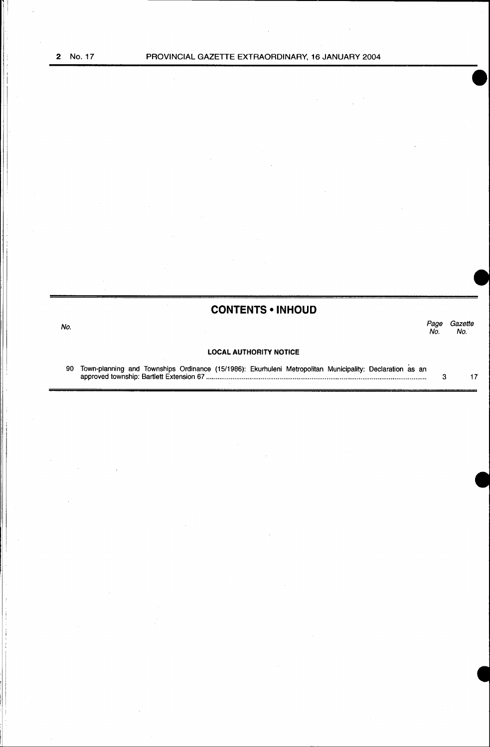## CONTENTS • INHOUD

| No. | | Page No. | Gazette No. |
|---|---|---|---|
| | **LOCAL AUTHORITY NOTICE** | | |
| 90 | Town-planning and Townships Ordinance (15/1986): Ekurhuleni Metropolitan Municipality: Declaration as an approved township: Bartlett Extension 67 | 3 | 17 |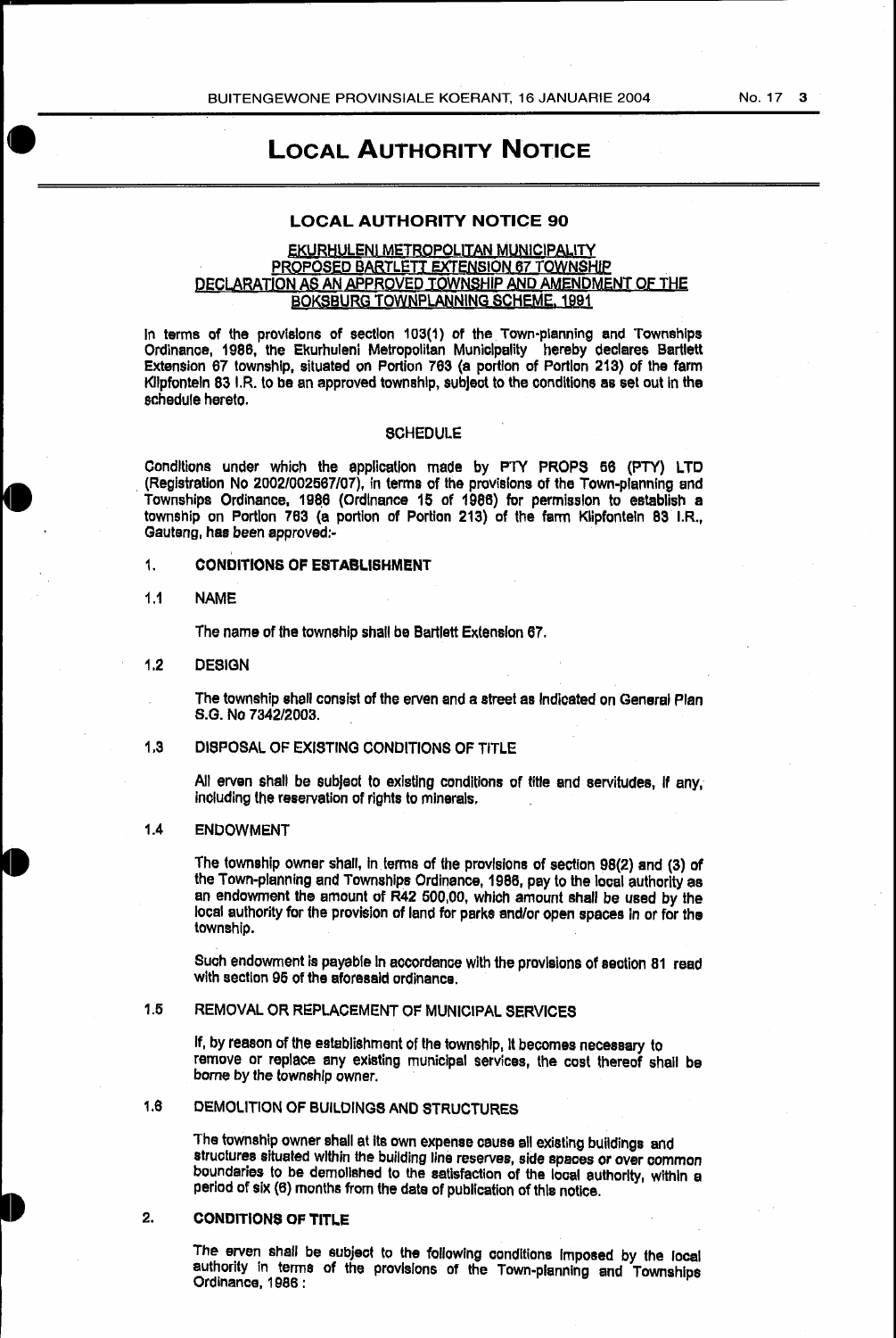# LOCAL AUTHORITY NOTICE

## LOCAL AUTHORITY NOTICE 90

**EKURHULENI METROPOLITAN MUNICIPALITY**
**PROPOSED BARTLETT EXTENSION 67 TOWNSHIP**
**DECLARATION AS AN APPROVED TOWNSHIP AND AMENDMENT OF THE BOKSBURG TOWNPLANNING SCHEME, 1991**

In terms of the provisions of section 103(1) of the Town-planning and Townships Ordinance, 1986, the Ekurhuleni Metropolitan Municipality hereby declares Bartlett Extension 67 township, situated on Portion 763 (a portion of Portion 213) of the farm Klipfontein 83 I.R. to be an approved township, subject to the conditions as set out in the schedule hereto.

### SCHEDULE

Conditions under which the application made by PTY PROPS 56 (PTY) LTD (Registration No 2002/002567/07), in terms of the provisions of the Town-planning and Townships Ordinance, 1986 (Ordinance 15 of 1986) for permission to establish a township on Portion 763 (a portion of Portion 213) of the farm Klipfontein 83 I.R., Gauteng, has been approved:-

**1. CONDITIONS OF ESTABLISHMENT**

1.1 NAME

The name of the township shall be Bartlett Extension 67.

1.2 DESIGN

The township shall consist of the erven and a street as indicated on General Plan S.G. No 7342/2003.

1.3 DISPOSAL OF EXISTING CONDITIONS OF TITLE

All erven shall be subject to existing conditions of title and servitudes, if any, including the reservation of rights to minerals.

1.4 ENDOWMENT

The township owner shall, in terms of the provisions of section 98(2) and (3) of the Town-planning and Townships Ordinance, 1986, pay to the local authority as an endowment the amount of R42 500,00, which amount shall be used by the local authority for the provision of land for parks and/or open spaces in or for the township.

Such endowment is payable in accordance with the provisions of section 81 read with section 95 of the aforesaid ordinance.

1.5 REMOVAL OR REPLACEMENT OF MUNICIPAL SERVICES

If, by reason of the establishment of the township, it becomes necessary to remove or replace any existing municipal services, the cost thereof shall be borne by the township owner.

1.6 DEMOLITION OF BUILDINGS AND STRUCTURES

The township owner shall at its own expense cause all existing buildings and structures situated within the building line reserves, side spaces or over common boundaries to be demolished to the satisfaction of the local authority, within a period of six (6) months from the date of publication of this notice.

**2. CONDITIONS OF TITLE**

The erven shall be subject to the following conditions imposed by the local authority in terms of the provisions of the Town-planning and Townships Ordinance, 1986 :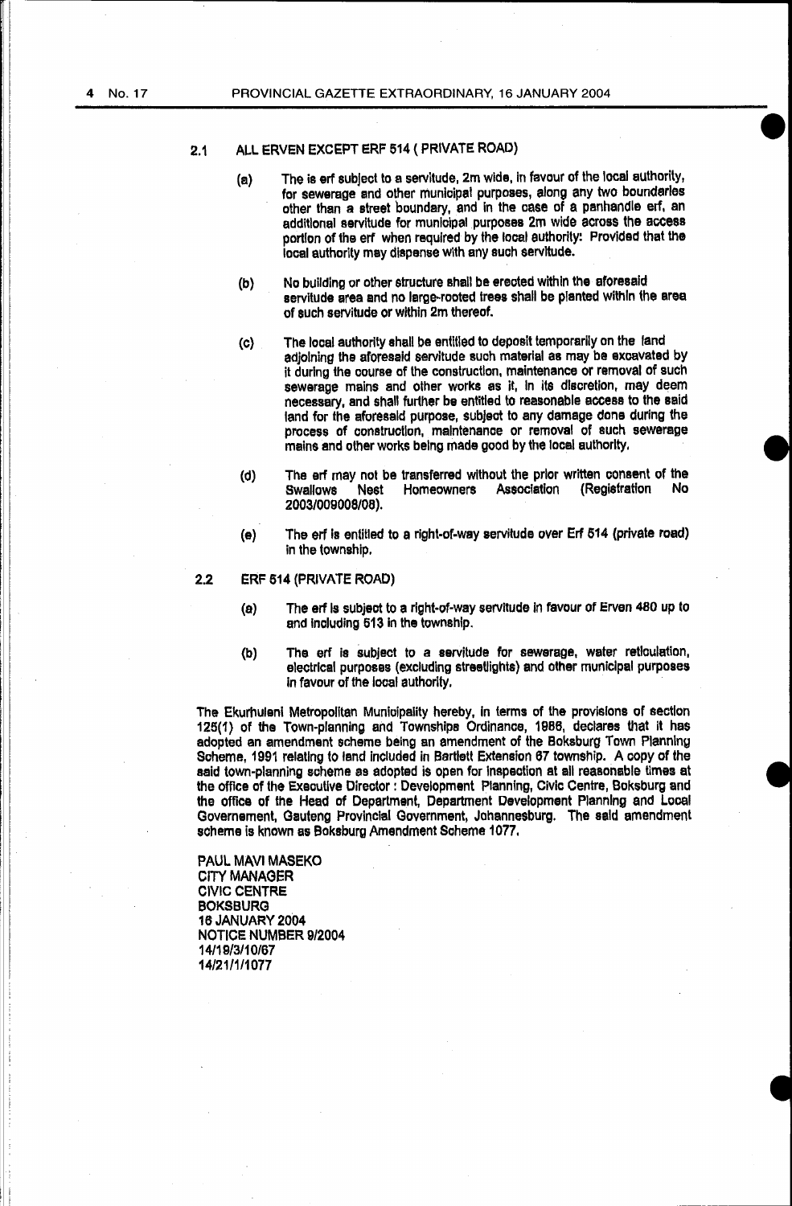2.1 ALL ERVEN EXCEPT ERF 514 ( PRIVATE ROAD)

(a) The is erf subject to a servitude, 2m wide, in favour of the local authority, for sewerage and other municipal purposes, along any two boundaries other than a street boundary, and in the case of a panhandle erf, an additional servitude for municipal purposes 2m wide across the access portion of the erf when required by the local authority: Provided that the local authority may dispense with any such servitude.

(b) No building or other structure shall be erected within the aforesaid servitude area and no large-rooted trees shall be planted within the area of such servitude or within 2m thereof.

(c) The local authority shall be entitled to deposit temporarily on the land adjoining the aforesaid servitude such material as may be excavated by it during the course of the construction, maintenance or removal of such sewerage mains and other works as it, in its discretion, may deem necessary, and shall further be entitled to reasonable access to the said land for the aforesaid purpose, subject to any damage done during the process of construction, maintenance or removal of such sewerage mains and other works being made good by the local authority.

(d) The erf may not be transferred without the prior written consent of the Swallows Nest Homeowners Association (Registration No 2003/009008/08).

(e) The erf is entitled to a right-of-way servitude over Erf 514 (private road) in the township.

2.2 ERF 514 (PRIVATE ROAD)

(a) The erf is subject to a right-of-way servitude in favour of Erven 480 up to and including 513 in the township.

(b) The erf is subject to a servitude for sewerage, water reticulation, electrical purposes (excluding streetlights) and other municipal purposes in favour of the local authority.

The Ekurhuleni Metropolitan Municipality hereby, in terms of the provisions of section 125(1) of the Town-planning and Townships Ordinance, 1986, declares that it has adopted an amendment scheme being an amendment of the Boksburg Town Planning Scheme, 1991 relating to land included in Bartlett Extension 67 township. A copy of the said town-planning scheme as adopted is open for inspection at all reasonable times at the office of the Executive Director : Development Planning, Civic Centre, Boksburg and the office of the Head of Department, Department Development Planning and Local Governement, Gauteng Provincial Government, Johannesburg. The said amendment scheme is known as Boksburg Amendment Scheme 1077.

PAUL MAVI MASEKO
CITY MANAGER
CIVIC CENTRE
BOKSBURG
16 JANUARY 2004
NOTICE NUMBER 9/2004
14/19/3/10/67
14/21/1/1077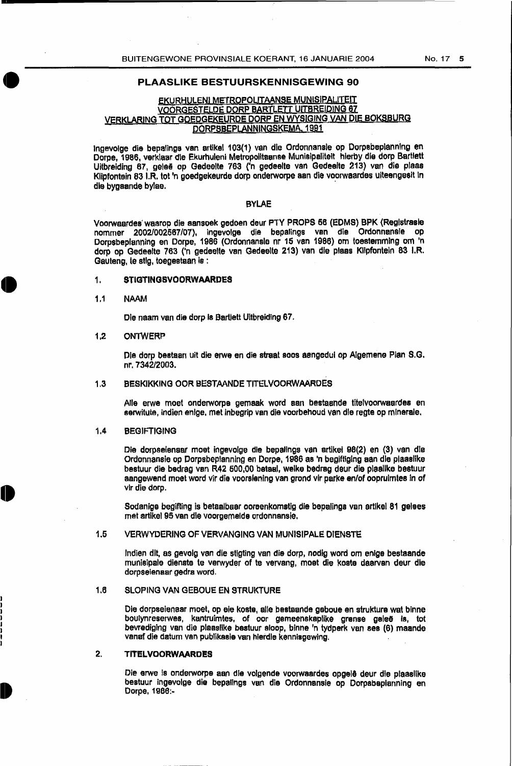## PLAASLIKE BESTUURSKENNISGEWING 90

### EKURHULENI METROPOLITAANSE MUNISIPALITEIT
### VOORGESTELDE DORP BARTLETT UITBREIDING 67
### VERKLARING TOT GOEDGEKEURDE DORP EN WYSIGING VAN DIE BOKSBURG DORPSBEPLANNINGSKEMA, 1991

Ingevolge die bepalings van artikel 103(1) van die Ordonnansie op Dorpsbeplanning en Dorpe, 1986, verklaar die Ekurhuleni Metropolitaanse Munisipaliteit hierby die dorp Bartlett Uitbreiding 67, geleë op Gedeelte 763 ('n gedeelte van Gedeelte 213) van die plaas Klipfontein 83 I.R. tot 'n goedgekeurde dorp onderworpe aan die voorwaardes uiteengesit in die bygaande bylae.

### BYLAE

Voorwaardes waarop die aansoek gedoen deur PTY PROPS 56 (EDMS) BPK (Registrasie nommer 2002/002567/07), ingevolge die bepalings van die Ordonnansie op Dorpsbeplanning en Dorpe, 1986 (Ordonnansie nr 15 van 1986) om toestemming om 'n dorp op Gedeelte 763 ('n gedeelte van Gedeelte 213) van die plaas Klipfontein 83 I.R. Gauteng, te stig, toegestaan is :

**1. STIGTINGSVOORWAARDES**

1.1 NAAM

Die naam van die dorp is Bartlett Uitbreiding 67.

1.2 ONTWERP

Die dorp bestaan uit die erwe en die straat soos aangedui op Algemene Plan S.G. nr. 7342/2003.

1.3 BESKIKKING OOR BESTAANDE TITELVOORWAARDES

Alle erwe moet onderworpe gemaak word aan bestaande titelvoorwaardes en serwitute, indien enige, met inbegrip van die voorbehoud van die regte op minerale.

1.4 BEGIFTIGING

Die dorpseienaar moet ingevolge die bepalings van artikel 98(2) en (3) van die Ordonnansie op Dorpsbeplanning en Dorpe, 1986 as 'n begiftiging aan die plaaslike bestuur die bedrag van R42 500,00 betaal, welke bedrag deur die plaaslike bestuur aangewend moet word vir die voorsiening van grond vir parke en/of oopruimtes in of vir die dorp.

Sodanige begifting is betaalbaar ooreenkomstig die bepalings van artikel 81 gelees met artikel 95 van die voorgemelde ordonnansie.

1.5 VERWYDERING OF VERVANGING VAN MUNISIPALE DIENSTE

Indien dit, as gevolg van die stigting van die dorp, nodig word om enige bestaande munisipale dienste te verwyder of te vervang, moet die koste daarvan deur die dorpseienaar gedra word.

1.6 SLOPING VAN GEBOUE EN STRUKTURE

Die dorpseienaar moet, op eie koste, alle bestaande geboue en strukture wat binne boulynreserwes, kantruimtes, of oor gemeenskaplike grense geleë is, tot bevrediging van die plaaslike bestuur sloop, binne 'n tydperk van ses (6) maande vanaf die datum van publikasie van hierdie kennisgewing.

**2. TITELVOORWAARDES**

Die erwe is onderworpe aan die volgende voorwaardes opgelê deur die plaaslike bestuur ingevolge die bepalings van die Ordonnansie op Dorpsbeplanning en Dorpe, 1986:-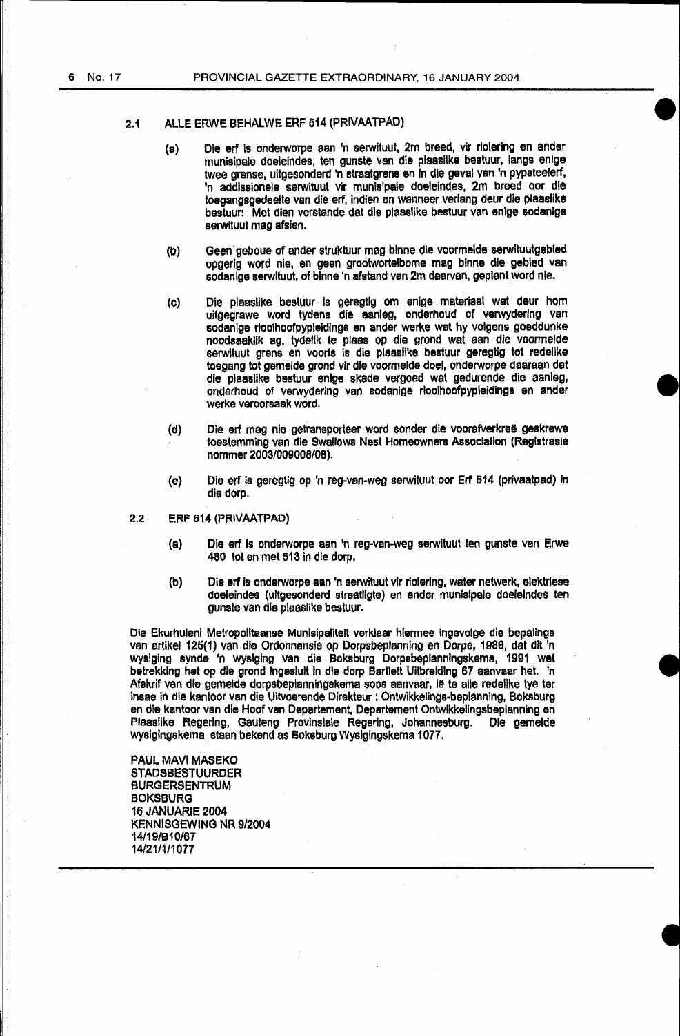2.1 ALLE ERWE BEHALWE ERF 514 (PRIVAATPAD)

(a) Die erf is onderworpe aan 'n serwituut, 2m breed, vir riolering en ander munisipale doeleindes, ten gunste van die plaaslike bestuur, langs enige twee grense, uitgesonderd 'n straatgrens en in die geval van 'n pypsteelerf, 'n addisionele serwituut vir munisipale doeleindes, 2m breed oor die toegangsgedeelte van die erf, indien en wanneer verlang deur die plaaslike bestuur: Met dien verstande dat die plaaslike bestuur van enige sodanige serwituut mag afsien.

(b) Geen geboue of ander struktuur mag binne die voormelde serwituutgebied opgerig word nie, en geen grootwortelbome mag binne die gebied van sodanige serwituut, of binne 'n afstand van 2m daarvan, geplant word nie.

(c) Die plaaslike bestuur is geregtig om enige materiaal wat deur hom uitgegrawe word tydens die aanleg, onderhoud of verwydering van sodanige rioolhoofpypleidings en ander werke wat hy volgens goeddunke noodsaaklik ag, tydelik te plaas op die grond wat aan die voormelde serwituut grens en voorts is die plaaslike bestuur geregtig tot redelike toegang tot gemelde grond vir die voormelde doel, onderworpe daaraan dat die plaaslike bestuur enige skade vergoed wat gedurende die aanleg, onderhoud of verwydering van sodanige rioolhoofpypleidings en ander werke veroorsaak word.

(d) Die erf mag nie getransporteer word sonder die voorafverkreë geskrewe toestemming van die Swallows Nest Homeowners Association (Registrasie nommer 2003/009008/08).

(e) Die erf is geregtig op 'n reg-van-weg serwituut oor Erf 514 (privaatpad) in die dorp.

2.2 ERF 514 (PRIVAATPAD)

(a) Die erf is onderworpe aan 'n reg-van-weg serwituut ten gunste van Erwe 480 tot en met 513 in die dorp.

(b) Die erf is onderworpe aan 'n serwituut vir riolering, water netwerk, elektriese doeleindes (uitgesonderd straatligte) en ander munisipale doeleindes ten gunste van die plaaslike bestuur.

Die Ekurhuleni Metropolitaanse Munisipaliteit verklaar hiermee ingevolge die bepalings van artikel 125(1) van die Ordonnansie op Dorpsbeplanning en Dorpe, 1986, dat dit 'n wysiging synde 'n wysiging van die Boksburg Dorpsbeplanningskema, 1991 wat betrekking het op die grond ingesluit in die dorp Bartlett Uitbreiding 67 aanvaar het. 'n Afskrif van die gemelde dorpsbeplanningskema soos aanvaar, lê te alle redelike tye ter insae in die kantoor van die Uitvoerende Direkteur : Ontwikkelings-beplanning, Boksburg en die kantoor van die Hoof van Departement, Departement Ontwikkelingsbeplanning en Plaaslike Regering, Gauteng Provinsiale Regering, Johannesburg. Die gemelde wysigingskema staan bekend as Boksburg Wysigingskema 1077.

PAUL MAVI MASEKO
STADSBESTUURDER
BURGERSENTRUM
BOKSBURG
16 JANUARIE 2004
KENNISGEWING NR 9/2004
14/19/B10/67
14/21/1/1077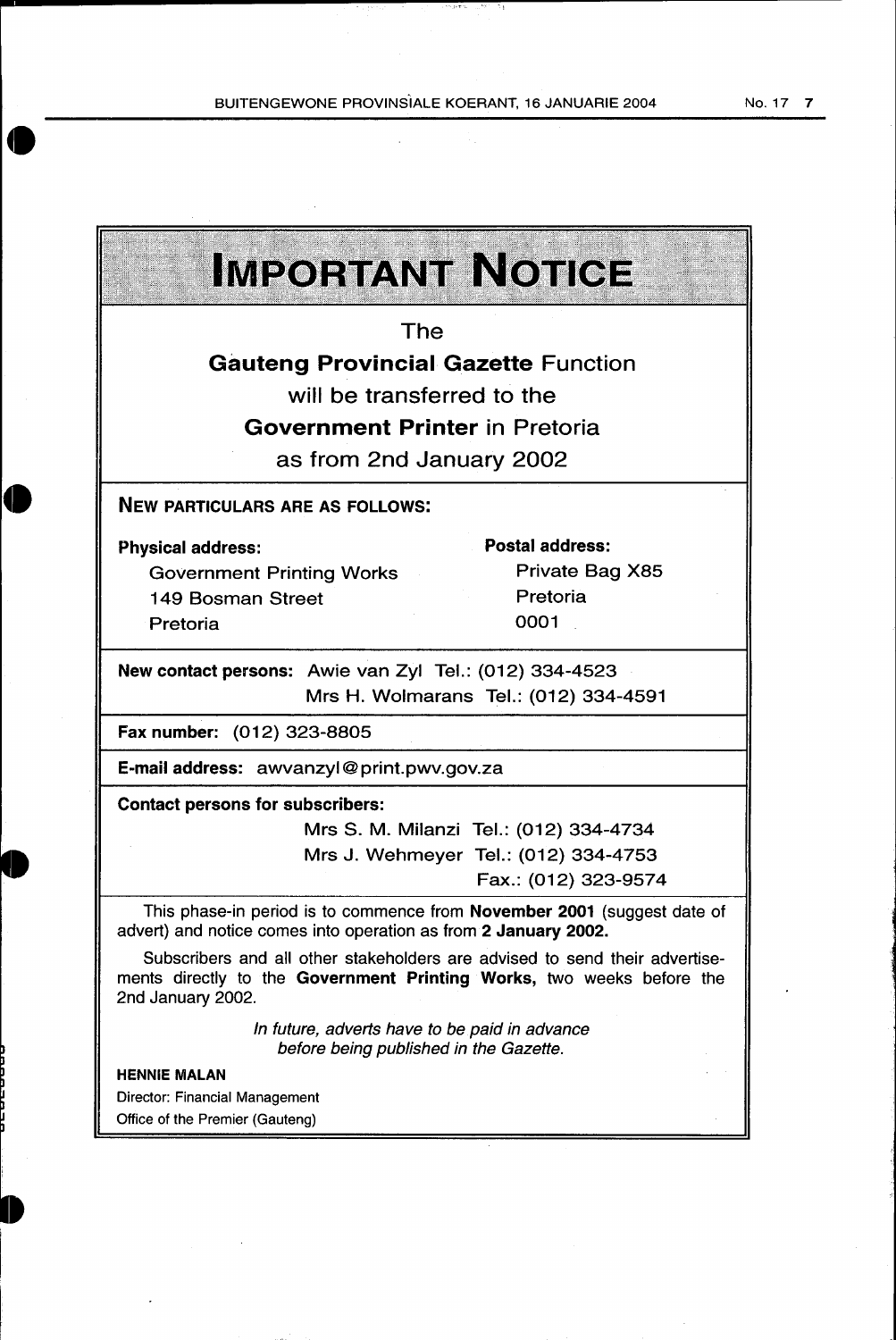# IMPORTANT NOTICE

The

**Gauteng Provincial Gazette** Function

will be transferred to the

**Government Printer** in Pretoria

as from 2nd January 2002

**NEW PARTICULARS ARE AS FOLLOWS:**

**Physical address:**
Government Printing Works
149 Bosman Street
Pretoria

**Postal address:**
Private Bag X85
Pretoria
0001

**New contact persons:** Awie van Zyl Tel.: (012) 334-4523
Mrs H. Wolmarans Tel.: (012) 334-4591

**Fax number:** (012) 323-8805

**E-mail address:** awvanzyl@print.pwv.gov.za

**Contact persons for subscribers:**
Mrs S. M. Milanzi Tel.: (012) 334-4734
Mrs J. Wehmeyer Tel.: (012) 334-4753
Fax.: (012) 323-9574

This phase-in period is to commence from **November 2001** (suggest date of advert) and notice comes into operation as from **2 January 2002.**

Subscribers and all other stakeholders are advised to send their advertisements directly to the **Government Printing Works,** two weeks before the 2nd January 2002.

*In future, adverts have to be paid in advance before being published in the Gazette.*

**HENNIE MALAN**
Director: Financial Management
Office of the Premier (Gauteng)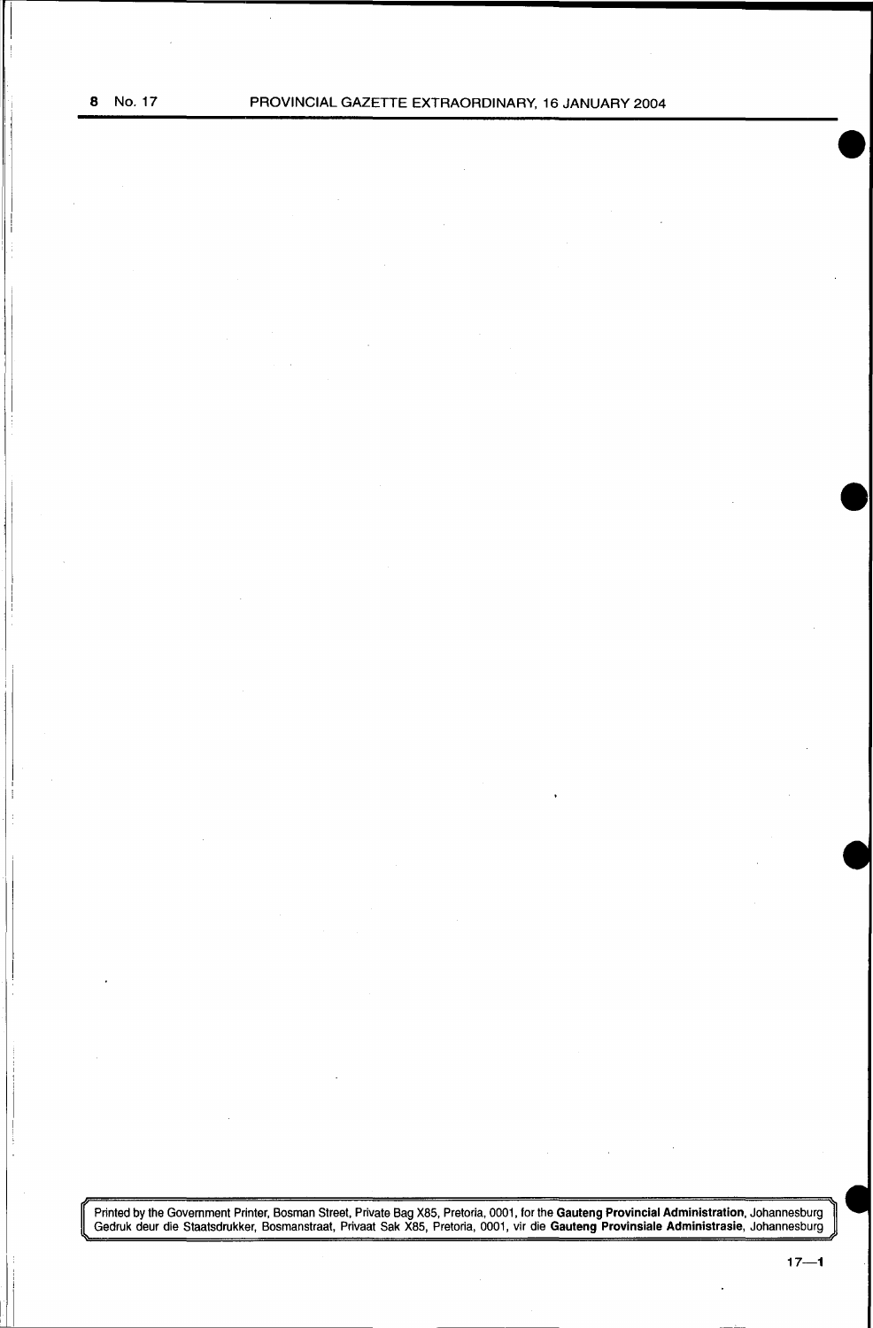Printed by the Government Printer, Bosman Street, Private Bag X85, Pretoria, 0001, for the **Gauteng Provincial Administration**, Johannesburg
Gedruk deur die Staatsdrukker, Bosmanstraat, Privaat Sak X85, Pretoria, 0001, vir die **Gauteng Provinsiale Administrasie**, Johannesburg

17—1